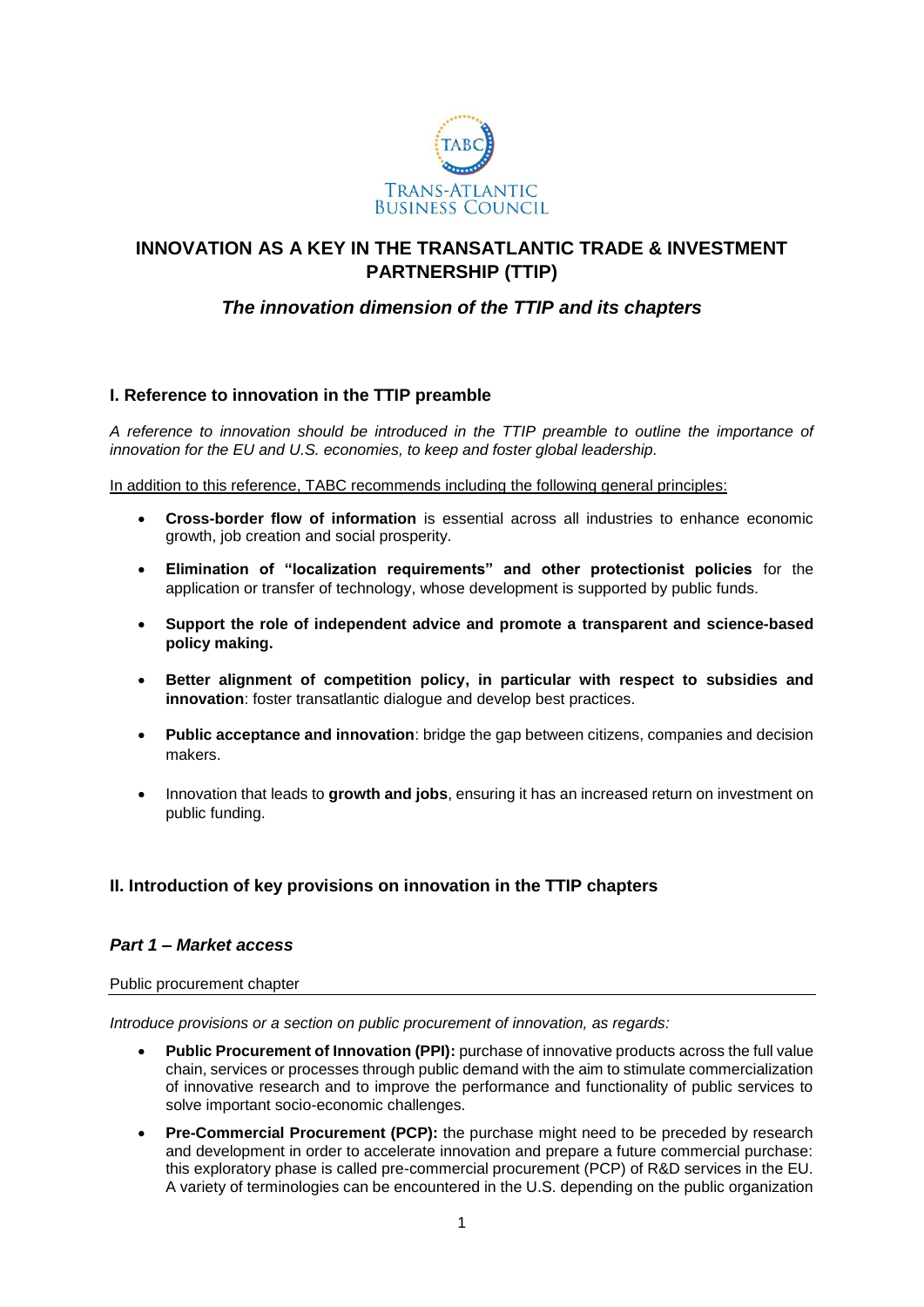TRANS-ATLANTIC BUSINESS COUNCIL

# INNOVATION AS A KEY IN THE TRANSATLANTIC TRADE & INVESTMENT PARTNERSHIP (TTIP)

## *The innovation dimension of the TTIP and its chapters*

### I. Reference to innovation in the TTIP preamble

*A reference to innovation should be introduced in the TTIP preamble to outline the importance of innovation for the EU and U.S. economies, to keep and foster global leadership.*

In addition to this reference, TABC recommends including the following general principles:

- **Cross-border flow of information** is essential across all industries to enhance economic growth, job creation and social prosperity.
- **Elimination of "localization requirements" and other protectionist policies** for the application or transfer of technology, whose development is supported by public funds.
- **Support the role of independent advice and promote a transparent and science-based policy making.**
- **Better alignment of competition policy, in particular with respect to subsidies and innovation**: foster transatlantic dialogue and develop best practices.
- **Public acceptance and innovation**: bridge the gap between citizens, companies and decision makers.
- Innovation that leads to **growth and jobs**, ensuring it has an increased return on investment on public funding.

### II. Introduction of key provisions on innovation in the TTIP chapters

#### *Part 1 – Market access*

Public procurement chapter

*Introduce provisions or a section on public procurement of innovation, as regards:*

- **Public Procurement of Innovation (PPI):** purchase of innovative products across the full value chain, services or processes through public demand with the aim to stimulate commercialization of innovative research and to improve the performance and functionality of public services to solve important socio-economic challenges.
- **Pre-Commercial Procurement (PCP):** the purchase might need to be preceded by research and development in order to accelerate innovation and prepare a future commercial purchase: this exploratory phase is called pre-commercial procurement (PCP) of R&D services in the EU. A variety of terminologies can be encountered in the U.S. depending on the public organization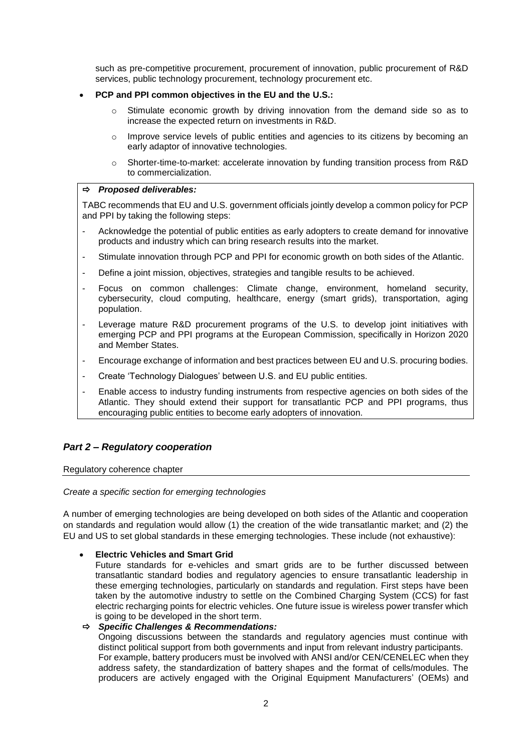such as pre-competitive procurement, procurement of innovation, public procurement of R&D services, public technology procurement, technology procurement etc.

- **PCP and PPI common objectives in the EU and the U.S.:**
    - Stimulate economic growth by driving innovation from the demand side so as to increase the expected return on investments in R&D.
    - Improve service levels of public entities and agencies to its citizens by becoming an early adaptor of innovative technologies.
    - Shorter-time-to-market: accelerate innovation by funding transition process from R&D to commercialization.

⇨ ***Proposed deliverables:***

TABC recommends that EU and U.S. government officials jointly develop a common policy for PCP and PPI by taking the following steps:

- Acknowledge the potential of public entities as early adopters to create demand for innovative products and industry which can bring research results into the market.
- Stimulate innovation through PCP and PPI for economic growth on both sides of the Atlantic.
- Define a joint mission, objectives, strategies and tangible results to be achieved.
- Focus on common challenges: Climate change, environment, homeland security, cybersecurity, cloud computing, healthcare, energy (smart grids), transportation, aging population.
- Leverage mature R&D procurement programs of the U.S. to develop joint initiatives with emerging PCP and PPI programs at the European Commission, specifically in Horizon 2020 and Member States.
- Encourage exchange of information and best practices between EU and U.S. procuring bodies.
- Create 'Technology Dialogues' between U.S. and EU public entities.
- Enable access to industry funding instruments from respective agencies on both sides of the Atlantic. They should extend their support for transatlantic PCP and PPI programs, thus encouraging public entities to become early adopters of innovation.

## *Part 2 – Regulatory cooperation*

### Regulatory coherence chapter

*Create a specific section for emerging technologies*

A number of emerging technologies are being developed on both sides of the Atlantic and cooperation on standards and regulation would allow (1) the creation of the wide transatlantic market; and (2) the EU and US to set global standards in these emerging technologies. These include (not exhaustive):

- **Electric Vehicles and Smart Grid**
  Future standards for e-vehicles and smart grids are to be further discussed between transatlantic standard bodies and regulatory agencies to ensure transatlantic leadership in these emerging technologies, particularly on standards and regulation. First steps have been taken by the automotive industry to settle on the Combined Charging System (CCS) for fast electric recharging points for electric vehicles. One future issue is wireless power transfer which is going to be developed in the short term.

⇨ ***Specific Challenges & Recommendations:***
Ongoing discussions between the standards and regulatory agencies must continue with distinct political support from both governments and input from relevant industry participants. For example, battery producers must be involved with ANSI and/or CEN/CENELEC when they address safety, the standardization of battery shapes and the format of cells/modules. The producers are actively engaged with the Original Equipment Manufacturers' (OEMs) and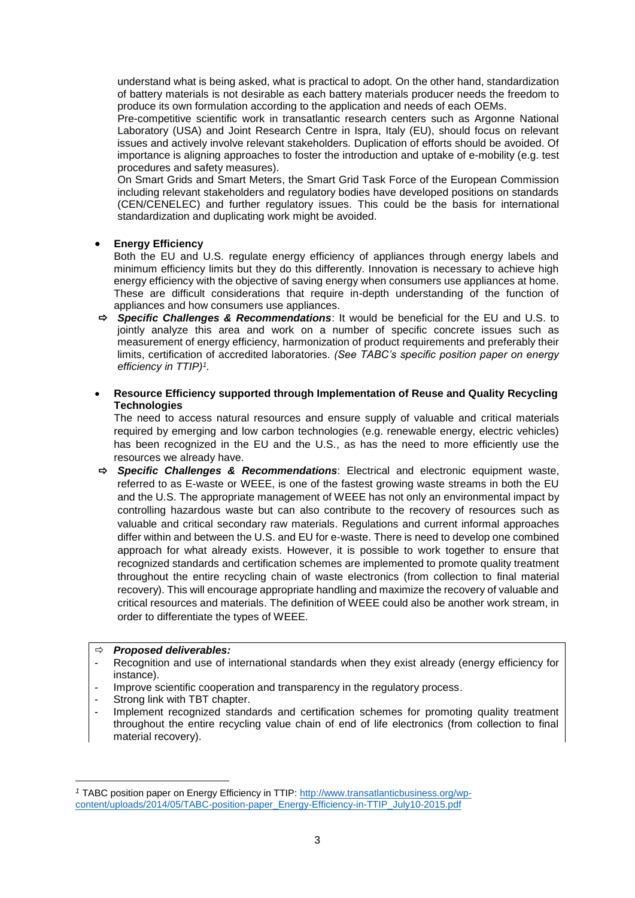understand what is being asked, what is practical to adopt. On the other hand, standardization of battery materials is not desirable as each battery materials producer needs the freedom to produce its own formulation according to the application and needs of each OEMs.

Pre-competitive scientific work in transatlantic research centers such as Argonne National Laboratory (USA) and Joint Research Centre in Ispra, Italy (EU), should focus on relevant issues and actively involve relevant stakeholders. Duplication of efforts should be avoided. Of importance is aligning approaches to foster the introduction and uptake of e-mobility (e.g. test procedures and safety measures).

On Smart Grids and Smart Meters, the Smart Grid Task Force of the European Commission including relevant stakeholders and regulatory bodies have developed positions on standards (CEN/CENELEC) and further regulatory issues. This could be the basis for international standardization and duplicating work might be avoided.

- **Energy Efficiency**
  Both the EU and U.S. regulate energy efficiency of appliances through energy labels and minimum efficiency limits but they do this differently. Innovation is necessary to achieve high energy efficiency with the objective of saving energy when consumers use appliances at home. These are difficult considerations that require in-depth understanding of the function of appliances and how consumers use appliances.

⇨ ***Specific Challenges & Recommendations***: It would be beneficial for the EU and U.S. to jointly analyze this area and work on a number of specific concrete issues such as measurement of energy efficiency, harmonization of product requirements and preferably their limits, certification of accredited laboratories. *(See TABC's specific position paper on energy efficiency in TTIP)*[1].

- **Resource Efficiency supported through Implementation of Reuse and Quality Recycling Technologies**
  The need to access natural resources and ensure supply of valuable and critical materials required by emerging and low carbon technologies (e.g. renewable energy, electric vehicles) has been recognized in the EU and the U.S., as has the need to more efficiently use the resources we already have.

⇨ ***Specific Challenges & Recommendations***: Electrical and electronic equipment waste, referred to as E-waste or WEEE, is one of the fastest growing waste streams in both the EU and the U.S. The appropriate management of WEEE has not only an environmental impact by controlling hazardous waste but can also contribute to the recovery of resources such as valuable and critical secondary raw materials. Regulations and current informal approaches differ within and between the U.S. and EU for e-waste. There is need to develop one combined approach for what already exists. However, it is possible to work together to ensure that recognized standards and certification schemes are implemented to promote quality treatment throughout the entire recycling chain of waste electronics (from collection to final material recovery). This will encourage appropriate handling and maximize the recovery of valuable and critical resources and materials. The definition of WEEE could also be another work stream, in order to differentiate the types of WEEE.

⇨ ***Proposed deliverables:***
- Recognition and use of international standards when they exist already (energy efficiency for instance).
- Improve scientific cooperation and transparency in the regulatory process.
- Strong link with TBT chapter.
- Implement recognized standards and certification schemes for promoting quality treatment throughout the entire recycling value chain of end of life electronics (from collection to final material recovery).

---

[1] TABC position paper on Energy Efficiency in TTIP: http://www.transatlanticbusiness.org/wp-content/uploads/2014/05/TABC-position-paper_Energy-Efficiency-in-TTIP_July10-2015.pdf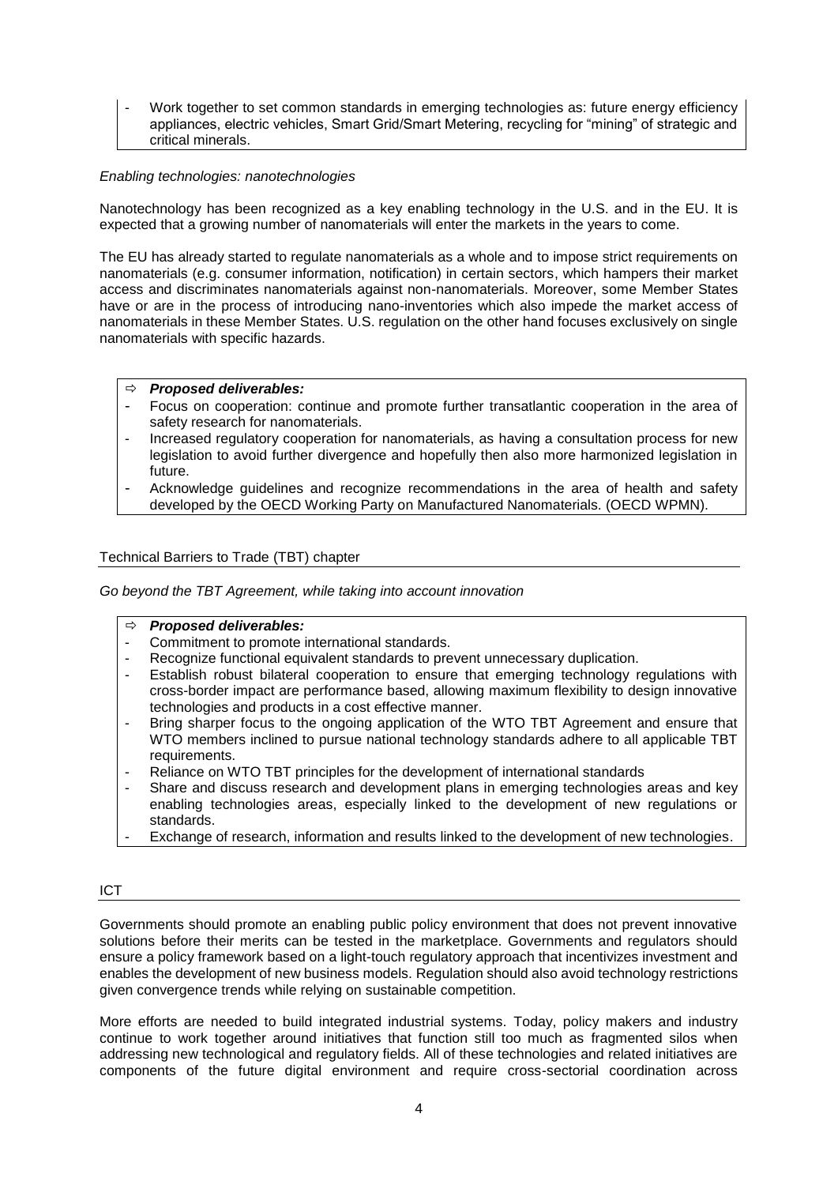- Work together to set common standards in emerging technologies as: future energy efficiency appliances, electric vehicles, Smart Grid/Smart Metering, recycling for "mining" of strategic and critical minerals.

*Enabling technologies: nanotechnologies*

Nanotechnology has been recognized as a key enabling technology in the U.S. and in the EU. It is expected that a growing number of nanomaterials will enter the markets in the years to come.

The EU has already started to regulate nanomaterials as a whole and to impose strict requirements on nanomaterials (e.g. consumer information, notification) in certain sectors, which hampers their market access and discriminates nanomaterials against non-nanomaterials. Moreover, some Member States have or are in the process of introducing nano-inventories which also impede the market access of nanomaterials in these Member States. U.S. regulation on the other hand focuses exclusively on single nanomaterials with specific hazards.

⇨ ***Proposed deliverables:***

- Focus on cooperation: continue and promote further transatlantic cooperation in the area of safety research for nanomaterials.
- Increased regulatory cooperation for nanomaterials, as having a consultation process for new legislation to avoid further divergence and hopefully then also more harmonized legislation in future.
- Acknowledge guidelines and recognize recommendations in the area of health and safety developed by the OECD Working Party on Manufactured Nanomaterials. (OECD WPMN).

## Technical Barriers to Trade (TBT) chapter

*Go beyond the TBT Agreement, while taking into account innovation*

⇨ ***Proposed deliverables:***

- Commitment to promote international standards.
- Recognize functional equivalent standards to prevent unnecessary duplication.
- Establish robust bilateral cooperation to ensure that emerging technology regulations with cross-border impact are performance based, allowing maximum flexibility to design innovative technologies and products in a cost effective manner.
- Bring sharper focus to the ongoing application of the WTO TBT Agreement and ensure that WTO members inclined to pursue national technology standards adhere to all applicable TBT requirements.
- Reliance on WTO TBT principles for the development of international standards
- Share and discuss research and development plans in emerging technologies areas and key enabling technologies areas, especially linked to the development of new regulations or standards.
- Exchange of research, information and results linked to the development of new technologies.

## ICT

Governments should promote an enabling public policy environment that does not prevent innovative solutions before their merits can be tested in the marketplace. Governments and regulators should ensure a policy framework based on a light-touch regulatory approach that incentivizes investment and enables the development of new business models. Regulation should also avoid technology restrictions given convergence trends while relying on sustainable competition.

More efforts are needed to build integrated industrial systems. Today, policy makers and industry continue to work together around initiatives that function still too much as fragmented silos when addressing new technological and regulatory fields. All of these technologies and related initiatives are components of the future digital environment and require cross-sectorial coordination across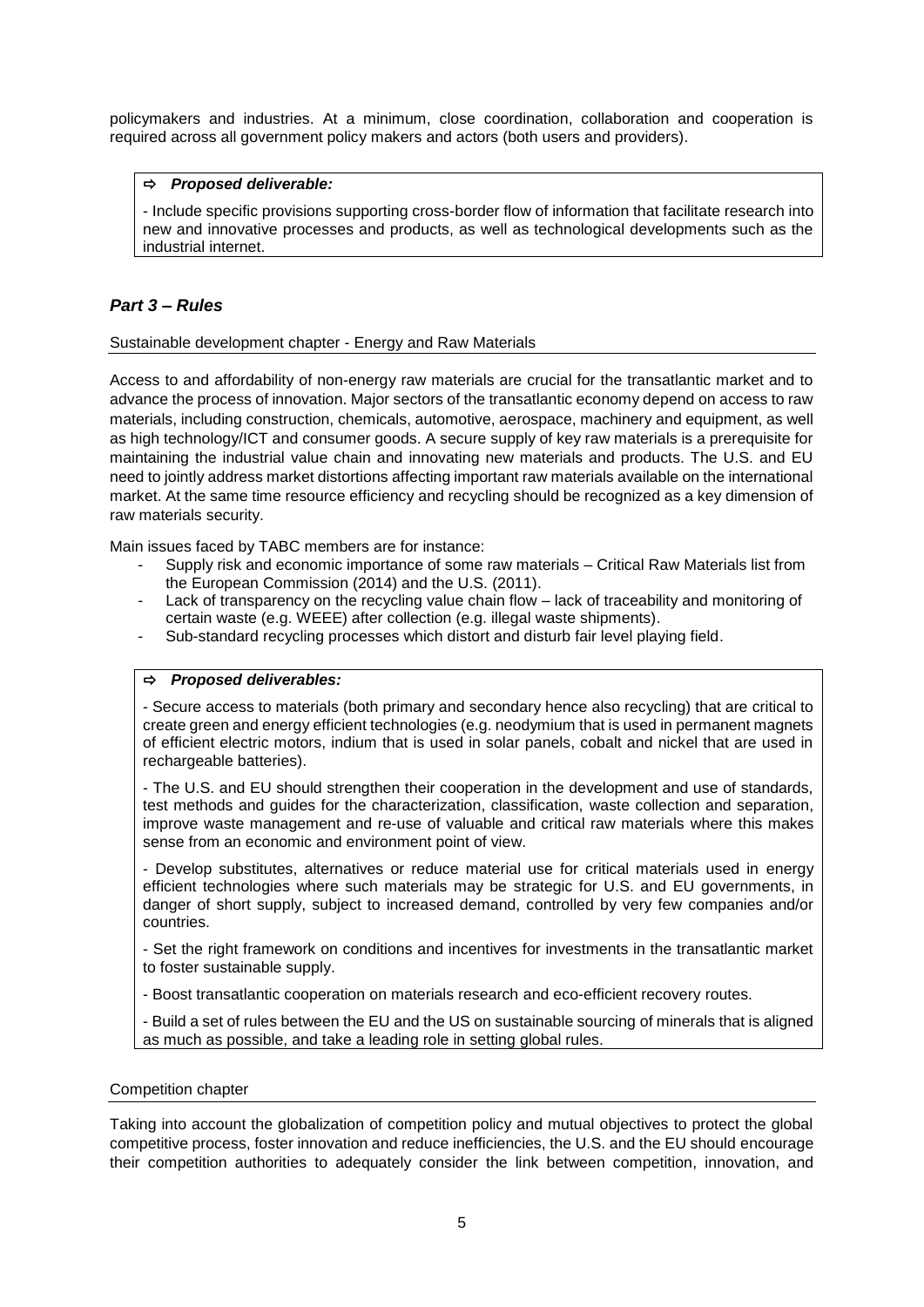policymakers and industries. At a minimum, close coordination, collaboration and cooperation is required across all government policy makers and actors (both users and providers).

> ⇨ ***Proposed deliverable:***
>
> - Include specific provisions supporting cross-border flow of information that facilitate research into new and innovative processes and products, as well as technological developments such as the industrial internet.

## *Part 3 – Rules*

Sustainable development chapter - Energy and Raw Materials

Access to and affordability of non-energy raw materials are crucial for the transatlantic market and to advance the process of innovation. Major sectors of the transatlantic economy depend on access to raw materials, including construction, chemicals, automotive, aerospace, machinery and equipment, as well as high technology/ICT and consumer goods. A secure supply of key raw materials is a prerequisite for maintaining the industrial value chain and innovating new materials and products. The U.S. and EU need to jointly address market distortions affecting important raw materials available on the international market. At the same time resource efficiency and recycling should be recognized as a key dimension of raw materials security.

Main issues faced by TABC members are for instance:

- Supply risk and economic importance of some raw materials – Critical Raw Materials list from the European Commission (2014) and the U.S. (2011).
- Lack of transparency on the recycling value chain flow – lack of traceability and monitoring of certain waste (e.g. WEEE) after collection (e.g. illegal waste shipments).
- Sub-standard recycling processes which distort and disturb fair level playing field.

> ⇨ ***Proposed deliverables:***
>
> - Secure access to materials (both primary and secondary hence also recycling) that are critical to create green and energy efficient technologies (e.g. neodymium that is used in permanent magnets of efficient electric motors, indium that is used in solar panels, cobalt and nickel that are used in rechargeable batteries).
>
> - The U.S. and EU should strengthen their cooperation in the development and use of standards, test methods and guides for the characterization, classification, waste collection and separation, improve waste management and re-use of valuable and critical raw materials where this makes sense from an economic and environment point of view.
>
> - Develop substitutes, alternatives or reduce material use for critical materials used in energy efficient technologies where such materials may be strategic for U.S. and EU governments, in danger of short supply, subject to increased demand, controlled by very few companies and/or countries.
>
> - Set the right framework on conditions and incentives for investments in the transatlantic market to foster sustainable supply.
>
> - Boost transatlantic cooperation on materials research and eco-efficient recovery routes.
>
> - Build a set of rules between the EU and the US on sustainable sourcing of minerals that is aligned as much as possible, and take a leading role in setting global rules.

Competition chapter

Taking into account the globalization of competition policy and mutual objectives to protect the global competitive process, foster innovation and reduce inefficiencies, the U.S. and the EU should encourage their competition authorities to adequately consider the link between competition, innovation, and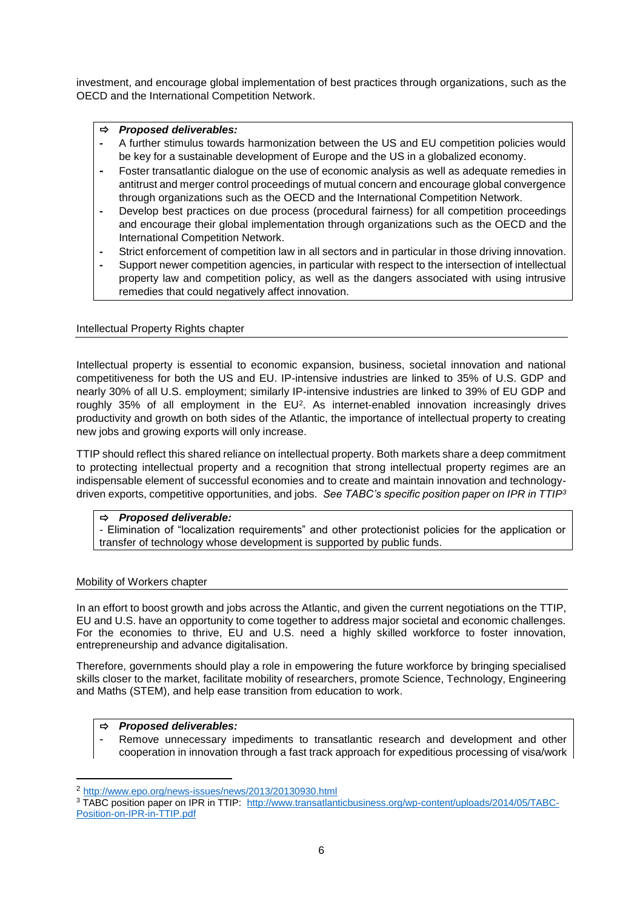investment, and encourage global implementation of best practices through organizations, such as the OECD and the International Competition Network.

> ⇨ ***Proposed deliverables:***
> - A further stimulus towards harmonization between the US and EU competition policies would be key for a sustainable development of Europe and the US in a globalized economy.
> - Foster transatlantic dialogue on the use of economic analysis as well as adequate remedies in antitrust and merger control proceedings of mutual concern and encourage global convergence through organizations such as the OECD and the International Competition Network.
> - Develop best practices on due process (procedural fairness) for all competition proceedings and encourage their global implementation through organizations such as the OECD and the International Competition Network.
> - Strict enforcement of competition law in all sectors and in particular in those driving innovation.
> - Support newer competition agencies, in particular with respect to the intersection of intellectual property law and competition policy, as well as the dangers associated with using intrusive remedies that could negatively affect innovation.

## Intellectual Property Rights chapter

Intellectual property is essential to economic expansion, business, societal innovation and national competitiveness for both the US and EU. IP-intensive industries are linked to 35% of U.S. GDP and nearly 30% of all U.S. employment; similarly IP-intensive industries are linked to 39% of EU GDP and roughly 35% of all employment in the EU[2]. As internet-enabled innovation increasingly drives productivity and growth on both sides of the Atlantic, the importance of intellectual property to creating new jobs and growing exports will only increase.

TTIP should reflect this shared reliance on intellectual property. Both markets share a deep commitment to protecting intellectual property and a recognition that strong intellectual property regimes are an indispensable element of successful economies and to create and maintain innovation and technology-driven exports, competitive opportunities, and jobs. *See TABC's specific position paper on IPR in TTIP[3]*

> ⇨ ***Proposed deliverable:***
> - Elimination of "localization requirements" and other protectionist policies for the application or transfer of technology whose development is supported by public funds.

## Mobility of Workers chapter

In an effort to boost growth and jobs across the Atlantic, and given the current negotiations on the TTIP, EU and U.S. have an opportunity to come together to address major societal and economic challenges. For the economies to thrive, EU and U.S. need a highly skilled workforce to foster innovation, entrepreneurship and advance digitalisation.

Therefore, governments should play a role in empowering the future workforce by bringing specialised skills closer to the market, facilitate mobility of researchers, promote Science, Technology, Engineering and Maths (STEM), and help ease transition from education to work.

> ⇨ ***Proposed deliverables:***
> - Remove unnecessary impediments to transatlantic research and development and other cooperation in innovation through a fast track approach for expeditious processing of visa/work

---

[2] http://www.epo.org/news-issues/news/2013/20130930.html

[3] TABC position paper on IPR in TTIP: http://www.transatlanticbusiness.org/wp-content/uploads/2014/05/TABC-Position-on-IPR-in-TTIP.pdf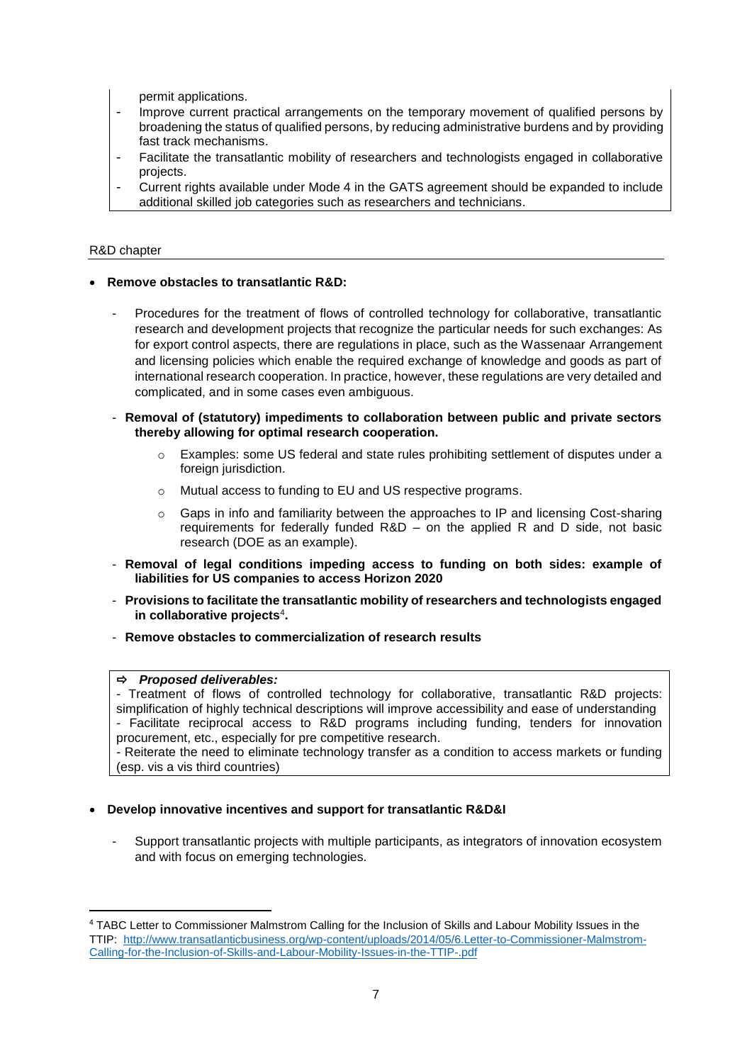permit applications.

- Improve current practical arrangements on the temporary movement of qualified persons by broadening the status of qualified persons, by reducing administrative burdens and by providing fast track mechanisms.
- Facilitate the transatlantic mobility of researchers and technologists engaged in collaborative projects.
- Current rights available under Mode 4 in the GATS agreement should be expanded to include additional skilled job categories such as researchers and technicians.

## R&D chapter

- **Remove obstacles to transatlantic R&D:**
  - Procedures for the treatment of flows of controlled technology for collaborative, transatlantic research and development projects that recognize the particular needs for such exchanges: As for export control aspects, there are regulations in place, such as the Wassenaar Arrangement and licensing policies which enable the required exchange of knowledge and goods as part of international research cooperation. In practice, however, these regulations are very detailed and complicated, and in some cases even ambiguous.
  - **Removal of (statutory) impediments to collaboration between public and private sectors thereby allowing for optimal research cooperation.**
    - Examples: some US federal and state rules prohibiting settlement of disputes under a foreign jurisdiction.
    - Mutual access to funding to EU and US respective programs.
    - Gaps in info and familiarity between the approaches to IP and licensing Cost-sharing requirements for federally funded R&D – on the applied R and D side, not basic research (DOE as an example).
  - **Removal of legal conditions impeding access to funding on both sides: example of liabilities for US companies to access Horizon 2020**
  - **Provisions to facilitate the transatlantic mobility of researchers and technologists engaged in collaborative projects**[4]**.**
  - **Remove obstacles to commercialization of research results**

> ⇨ ***Proposed deliverables:***
> - Treatment of flows of controlled technology for collaborative, transatlantic R&D projects: simplification of highly technical descriptions will improve accessibility and ease of understanding
> - Facilitate reciprocal access to R&D programs including funding, tenders for innovation procurement, etc., especially for pre competitive research.
> - Reiterate the need to eliminate technology transfer as a condition to access markets or funding (esp. vis a vis third countries)

- **Develop innovative incentives and support for transatlantic R&D&I**
  - Support transatlantic projects with multiple participants, as integrators of innovation ecosystem and with focus on emerging technologies.

---

[4] TABC Letter to Commissioner Malmstrom Calling for the Inclusion of Skills and Labour Mobility Issues in the TTIP: http://www.transatlanticbusiness.org/wp-content/uploads/2014/05/6.Letter-to-Commissioner-Malmstrom-Calling-for-the-Inclusion-of-Skills-and-Labour-Mobility-Issues-in-the-TTIP-.pdf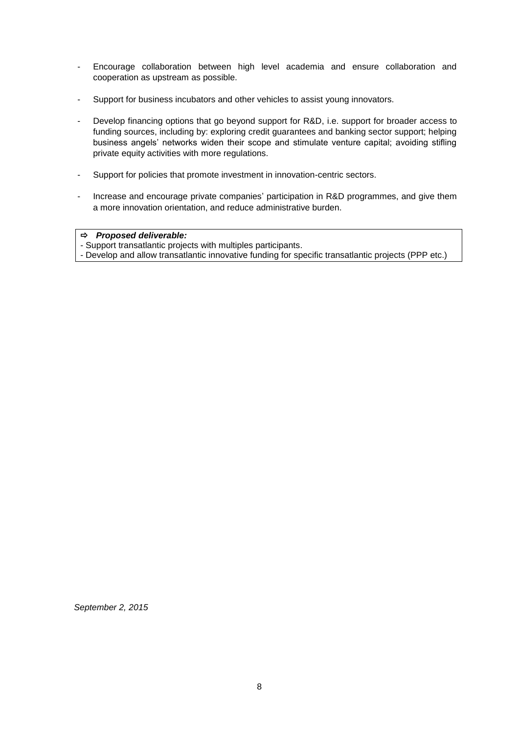- Encourage collaboration between high level academia and ensure collaboration and cooperation as upstream as possible.

- Support for business incubators and other vehicles to assist young innovators.

- Develop financing options that go beyond support for R&D, i.e. support for broader access to funding sources, including by: exploring credit guarantees and banking sector support; helping business angels' networks widen their scope and stimulate venture capital; avoiding stifling private equity activities with more regulations.

- Support for policies that promote investment in innovation-centric sectors.

- Increase and encourage private companies' participation in R&D programmes, and give them a more innovation orientation, and reduce administrative burden.

> ⇨ ***Proposed deliverable:***
> - Support transatlantic projects with multiples participants.
> - Develop and allow transatlantic innovative funding for specific transatlantic projects (PPP etc.)

*September 2, 2015*